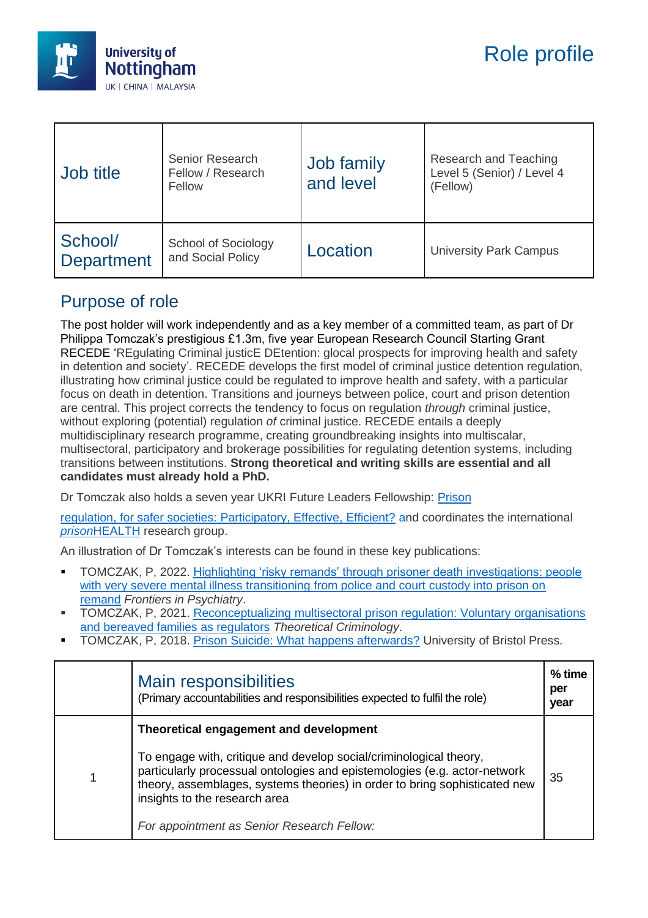# Role profile

| Job title | Senior Research Fellow / Research Fellow | Job family and level | Research and Teaching Level 5 (Senior) / Level 4 (Fellow) |
|---|---|---|---|
| School/ Department | School of Sociology and Social Policy | Location | University Park Campus |

## Purpose of role

The post holder will work independently and as a key member of a committed team, as part of Dr Philippa Tomczak's prestigious £1.3m, five year European Research Council Starting Grant RECEDE 'REgulating Criminal justicE DEtention: glocal prospects for improving health and safety in detention and society'. RECEDE develops the first model of criminal justice detention regulation, illustrating how criminal justice could be regulated to improve health and safety, with a particular focus on death in detention. Transitions and journeys between police, court and prison detention are central. This project corrects the tendency to focus on regulation *through* criminal justice, without exploring (potential) regulation *of* criminal justice. RECEDE entails a deeply multidisciplinary research programme, creating groundbreaking insights into multiscalar, multisectoral, participatory and brokerage possibilities for regulating detention systems, including transitions between institutions. **Strong theoretical and writing skills are essential and all candidates must already hold a PhD.**

Dr Tomczak also holds a seven year UKRI Future Leaders Fellowship: Prison regulation, for safer societies: Participatory, Effective, Efficient? and coordinates the international *prison*HEALTH research group.

An illustration of Dr Tomczak's interests can be found in these key publications:

- TOMCZAK, P, 2022. Highlighting 'risky remands' through prisoner death investigations: people with very severe mental illness transitioning from police and court custody into prison on remand *Frontiers in Psychiatry*.
- TOMCZAK, P, 2021. Reconceptualizing multisectoral prison regulation: Voluntary organisations and bereaved families as regulators *Theoretical Criminology*.
- TOMCZAK, P, 2018. Prison Suicide: What happens afterwards? University of Bristol Press.

| | Main responsibilities<br>(Primary accountabilities and responsibilities expected to fulfil the role) | % time per year |
|---|---|---|
| 1 | **Theoretical engagement and development**<br><br>To engage with, critique and develop social/criminological theory, particularly processual ontologies and epistemologies (e.g. actor-network theory, assemblages, systems theories) in order to bring sophisticated new insights to the research area<br><br>*For appointment as Senior Research Fellow:* | 35 |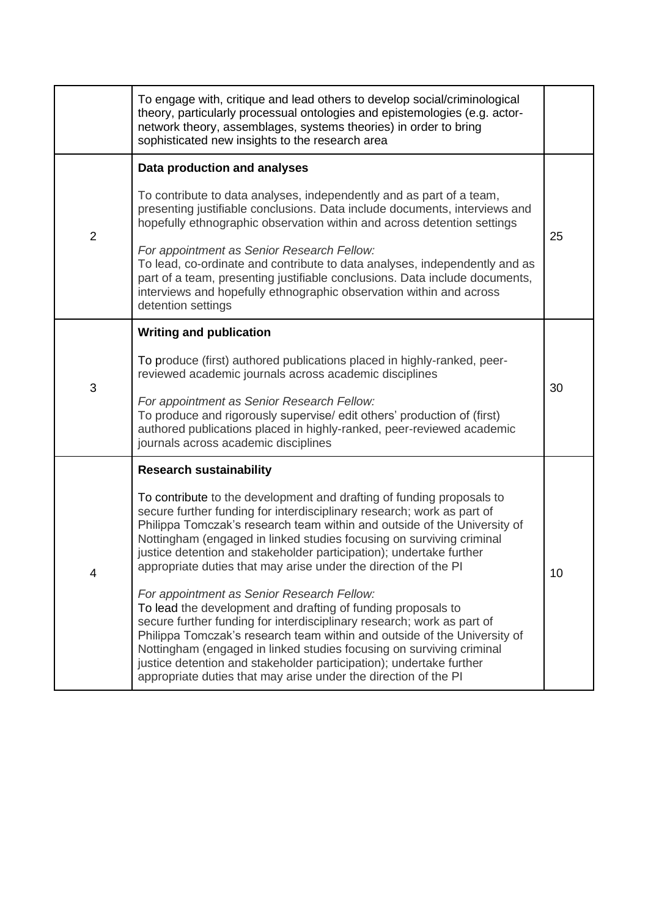|   |   |   |
|---|---|---|
|   | To engage with, critique and lead others to develop social/criminological theory, particularly processual ontologies and epistemologies (e.g. actor-network theory, assemblages, systems theories) in order to bring sophisticated new insights to the research area |   |
| 2 | **Data production and analyses**<br><br>To contribute to data analyses, independently and as part of a team, presenting justifiable conclusions. Data include documents, interviews and hopefully ethnographic observation within and across detention settings<br><br>*For appointment as Senior Research Fellow:*<br>To lead, co-ordinate and contribute to data analyses, independently and as part of a team, presenting justifiable conclusions. Data include documents, interviews and hopefully ethnographic observation within and across detention settings | 25 |
| 3 | **Writing and publication**<br><br>To produce (first) authored publications placed in highly-ranked, peer-reviewed academic journals across academic disciplines<br><br>*For appointment as Senior Research Fellow:*<br>To produce and rigorously supervise/ edit others' production of (first) authored publications placed in highly-ranked, peer-reviewed academic journals across academic disciplines | 30 |
| 4 | **Research sustainability**<br><br>To contribute to the development and drafting of funding proposals to secure further funding for interdisciplinary research; work as part of Philippa Tomczak's research team within and outside of the University of Nottingham (engaged in linked studies focusing on surviving criminal justice detention and stakeholder participation); undertake further appropriate duties that may arise under the direction of the PI<br><br>*For appointment as Senior Research Fellow:*<br>To lead the development and drafting of funding proposals to secure further funding for interdisciplinary research; work as part of Philippa Tomczak's research team within and outside of the University of Nottingham (engaged in linked studies focusing on surviving criminal justice detention and stakeholder participation); undertake further appropriate duties that may arise under the direction of the PI | 10 |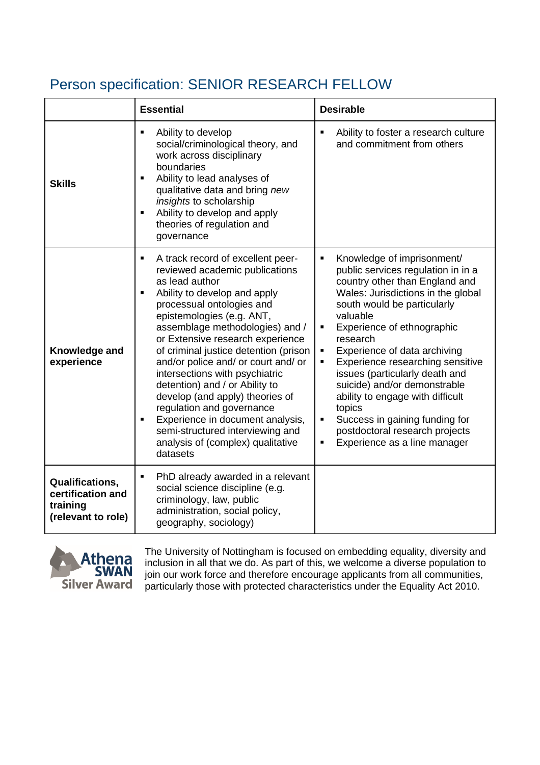# Person specification: SENIOR RESEARCH FELLOW

| | Essential | Desirable |
|---|---|---|
| **Skills** | ▪ Ability to develop social/criminological theory, and work across disciplinary boundaries<br>▪ Ability to lead analyses of qualitative data and bring *new insights* to scholarship<br>▪ Ability to develop and apply theories of regulation and governance | ▪ Ability to foster a research culture and commitment from others |
| **Knowledge and experience** | ▪ A track record of excellent peer-reviewed academic publications as lead author<br>▪ Ability to develop and apply processual ontologies and epistemologies (e.g. ANT, assemblage methodologies) and / or Extensive research experience of criminal justice detention (prison and/or police and/ or court and/ or intersections with psychiatric detention) and / or Ability to develop (and apply) theories of regulation and governance<br>▪ Experience in document analysis, semi-structured interviewing and analysis of (complex) qualitative datasets | ▪ Knowledge of imprisonment/ public services regulation in in a country other than England and Wales: Jurisdictions in the global south would be particularly valuable<br>▪ Experience of ethnographic research<br>▪ Experience of data archiving<br>▪ Experience researching sensitive issues (particularly death and suicide) and/or demonstrable ability to engage with difficult topics<br>▪ Success in gaining funding for postdoctoral research projects<br>▪ Experience as a line manager |
| **Qualifications, certification and training (relevant to role)** | ▪ PhD already awarded in a relevant social science discipline (e.g. criminology, law, public administration, social policy, geography, sociology) | |

Athena SWAN Silver Award

The University of Nottingham is focused on embedding equality, diversity and inclusion in all that we do. As part of this, we welcome a diverse population to join our work force and therefore encourage applicants from all communities, particularly those with protected characteristics under the Equality Act 2010.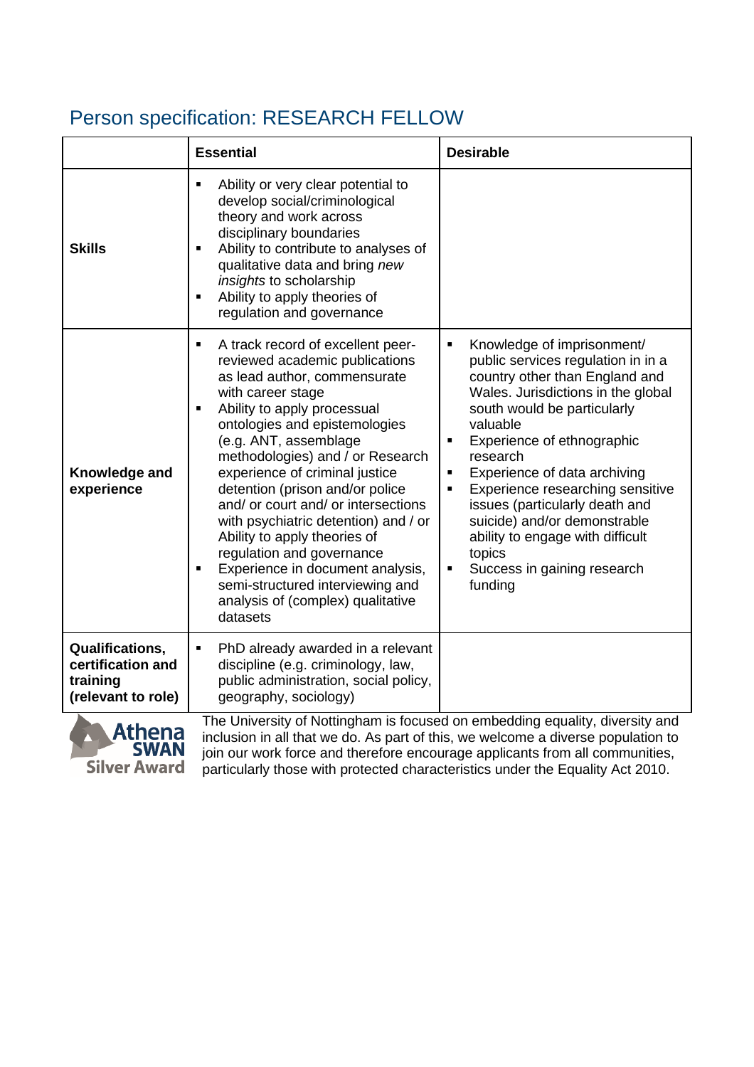## Person specification: RESEARCH FELLOW

| | Essential | Desirable |
|---|---|---|
| **Skills** | ▪ Ability or very clear potential to develop social/criminological theory and work across disciplinary boundaries<br>▪ Ability to contribute to analyses of qualitative data and bring *new insights* to scholarship<br>▪ Ability to apply theories of regulation and governance | |
| **Knowledge and experience** | ▪ A track record of excellent peer-reviewed academic publications as lead author, commensurate with career stage<br>▪ Ability to apply processual ontologies and epistemologies (e.g. ANT, assemblage methodologies) and / or Research experience of criminal justice detention (prison and/or police and/ or court and/ or intersections with psychiatric detention) and / or Ability to apply theories of regulation and governance<br>▪ Experience in document analysis, semi-structured interviewing and analysis of (complex) qualitative datasets | ▪ Knowledge of imprisonment/ public services regulation in in a country other than England and Wales. Jurisdictions in the global south would be particularly valuable<br>▪ Experience of ethnographic research<br>▪ Experience of data archiving<br>▪ Experience researching sensitive issues (particularly death and suicide) and/or demonstrable ability to engage with difficult topics<br>▪ Success in gaining research funding |
| **Qualifications, certification and training (relevant to role)** | ▪ PhD already awarded in a relevant discipline (e.g. criminology, law, public administration, social policy, geography, sociology) | |

Athena SWAN Silver Award

The University of Nottingham is focused on embedding equality, diversity and inclusion in all that we do. As part of this, we welcome a diverse population to join our work force and therefore encourage applicants from all communities, particularly those with protected characteristics under the Equality Act 2010.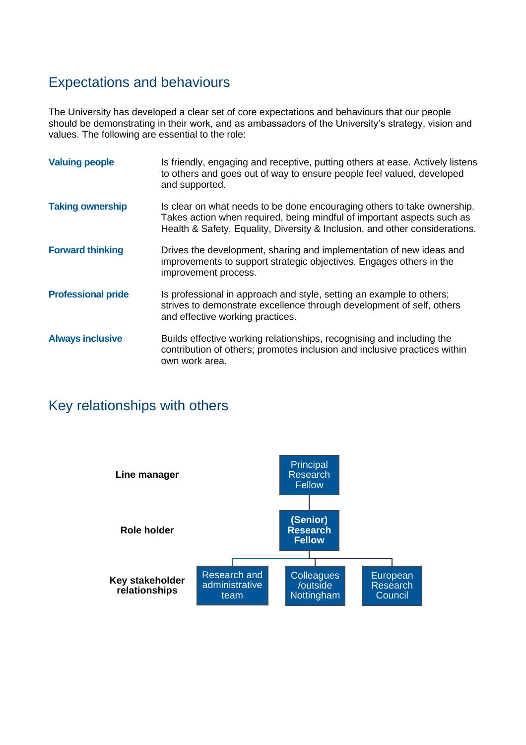## Expectations and behaviours

The University has developed a clear set of core expectations and behaviours that our people should be demonstrating in their work, and as ambassadors of the University's strategy, vision and values. The following are essential to the role:

| | |
|---|---|
| **Valuing people** | Is friendly, engaging and receptive, putting others at ease. Actively listens to others and goes out of way to ensure people feel valued, developed and supported. |
| **Taking ownership** | Is clear on what needs to be done encouraging others to take ownership. Takes action when required, being mindful of important aspects such as Health & Safety, Equality, Diversity & Inclusion, and other considerations. |
| **Forward thinking** | Drives the development, sharing and implementation of new ideas and improvements to support strategic objectives. Engages others in the improvement process. |
| **Professional pride** | Is professional in approach and style, setting an example to others; strives to demonstrate excellence through development of self, others and effective working practices. |
| **Always inclusive** | Builds effective working relationships, recognising and including the contribution of others; promotes inclusion and inclusive practices within own work area. |

## Key relationships with others

**Line manager**

Principal Research Fellow

**Role holder**

**(Senior) Research Fellow**

**Key stakeholder relationships**

Research and administrative team

Colleagues /outside Nottingham

European Research Council